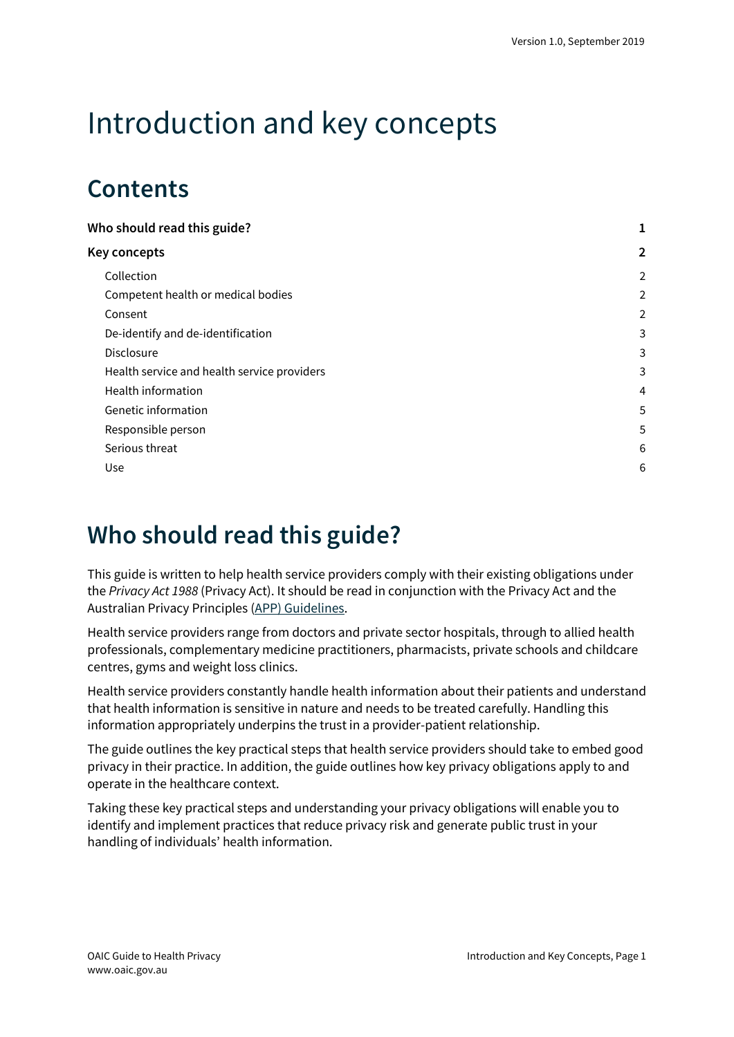# Introduction and key concepts

## Contents

| | |
|---|---|
| **Who should read this guide?** | **1** |
| **Key concepts** | **2** |
| Collection | 2 |
| Competent health or medical bodies | 2 |
| Consent | 2 |
| De-identify and de-identification | 3 |
| Disclosure | 3 |
| Health service and health service providers | 3 |
| Health information | 4 |
| Genetic information | 5 |
| Responsible person | 5 |
| Serious threat | 6 |
| Use | 6 |

## Who should read this guide?

This guide is written to help health service providers comply with their existing obligations under the *Privacy Act 1988* (Privacy Act). It should be read in conjunction with the Privacy Act and the Australian Privacy Principles (APP) Guidelines.

Health service providers range from doctors and private sector hospitals, through to allied health professionals, complementary medicine practitioners, pharmacists, private schools and childcare centres, gyms and weight loss clinics.

Health service providers constantly handle health information about their patients and understand that health information is sensitive in nature and needs to be treated carefully. Handling this information appropriately underpins the trust in a provider-patient relationship.

The guide outlines the key practical steps that health service providers should take to embed good privacy in their practice. In addition, the guide outlines how key privacy obligations apply to and operate in the healthcare context.

Taking these key practical steps and understanding your privacy obligations will enable you to identify and implement practices that reduce privacy risk and generate public trust in your handling of individuals' health information.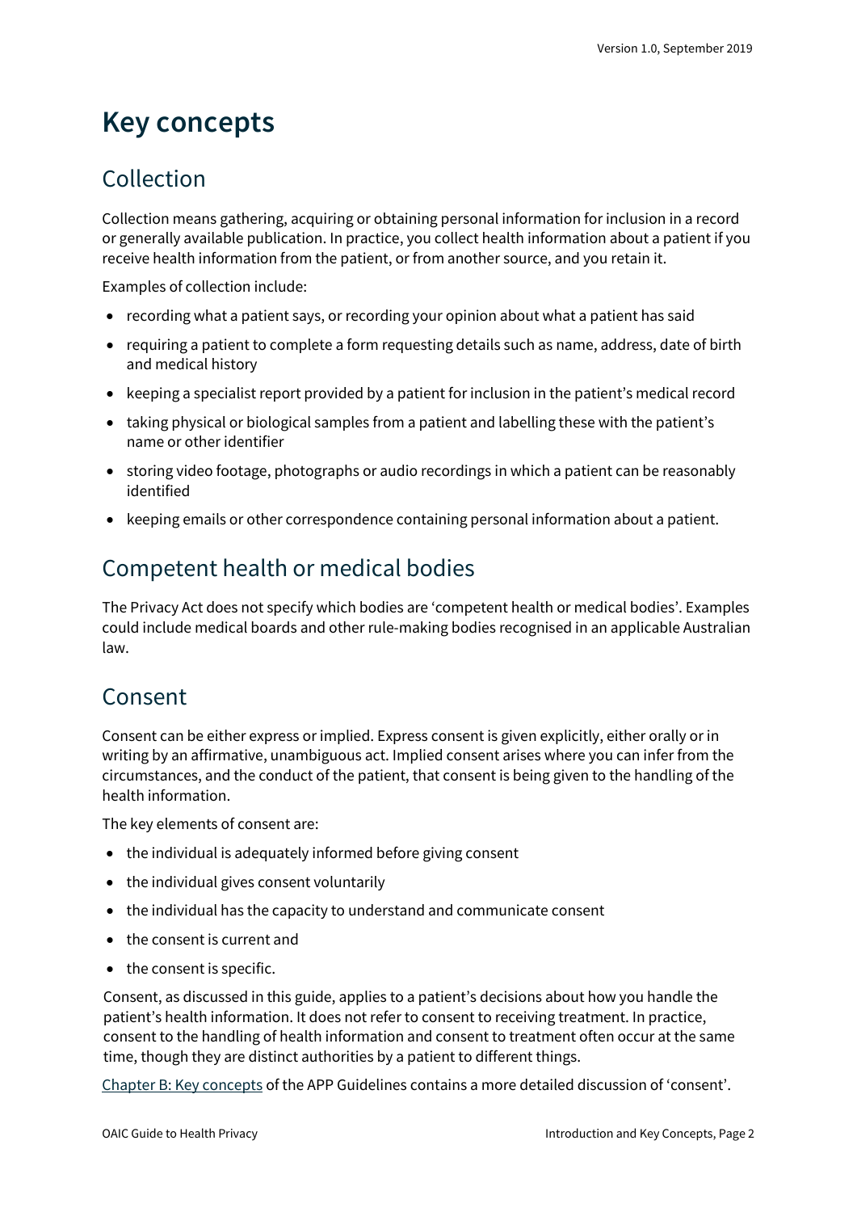# Key concepts

## Collection

Collection means gathering, acquiring or obtaining personal information for inclusion in a record or generally available publication. In practice, you collect health information about a patient if you receive health information from the patient, or from another source, and you retain it.

Examples of collection include:

- recording what a patient says, or recording your opinion about what a patient has said
- requiring a patient to complete a form requesting details such as name, address, date of birth and medical history
- keeping a specialist report provided by a patient for inclusion in the patient's medical record
- taking physical or biological samples from a patient and labelling these with the patient's name or other identifier
- storing video footage, photographs or audio recordings in which a patient can be reasonably identified
- keeping emails or other correspondence containing personal information about a patient.

## Competent health or medical bodies

The Privacy Act does not specify which bodies are 'competent health or medical bodies'. Examples could include medical boards and other rule-making bodies recognised in an applicable Australian law.

## Consent

Consent can be either express or implied. Express consent is given explicitly, either orally or in writing by an affirmative, unambiguous act. Implied consent arises where you can infer from the circumstances, and the conduct of the patient, that consent is being given to the handling of the health information.

The key elements of consent are:

- the individual is adequately informed before giving consent
- the individual gives consent voluntarily
- the individual has the capacity to understand and communicate consent
- the consent is current and
- the consent is specific.

Consent, as discussed in this guide, applies to a patient's decisions about how you handle the patient's health information. It does not refer to consent to receiving treatment. In practice, consent to the handling of health information and consent to treatment often occur at the same time, though they are distinct authorities by a patient to different things.

[Chapter B: Key concepts](#) of the APP Guidelines contains a more detailed discussion of 'consent'.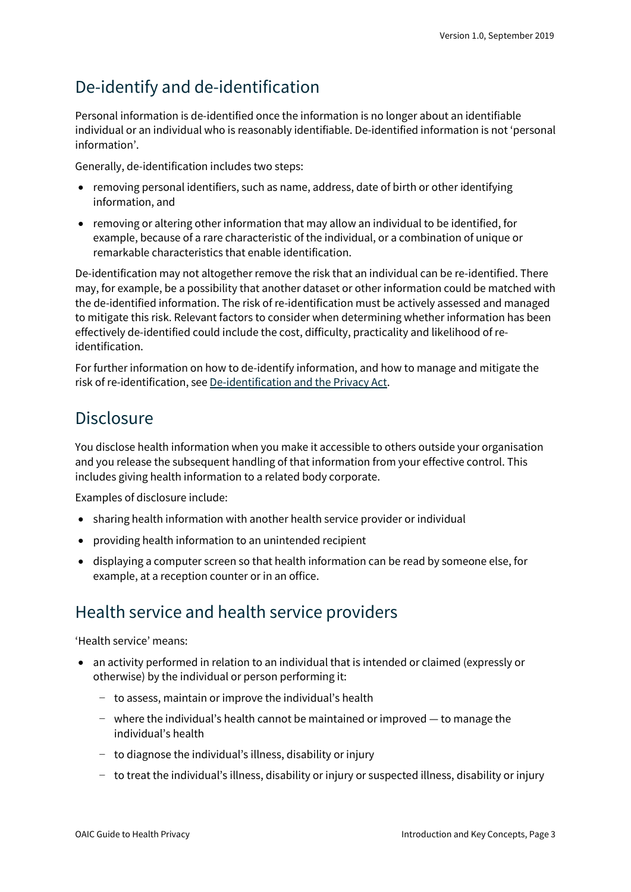## De-identify and de-identification

Personal information is de-identified once the information is no longer about an identifiable individual or an individual who is reasonably identifiable. De-identified information is not 'personal information'.

Generally, de-identification includes two steps:

- removing personal identifiers, such as name, address, date of birth or other identifying information, and
- removing or altering other information that may allow an individual to be identified, for example, because of a rare characteristic of the individual, or a combination of unique or remarkable characteristics that enable identification.

De-identification may not altogether remove the risk that an individual can be re-identified. There may, for example, be a possibility that another dataset or other information could be matched with the de-identified information. The risk of re-identification must be actively assessed and managed to mitigate this risk. Relevant factors to consider when determining whether information has been effectively de-identified could include the cost, difficulty, practicality and likelihood of re-identification.

For further information on how to de-identify information, and how to manage and mitigate the risk of re-identification, see De-identification and the Privacy Act.

## Disclosure

You disclose health information when you make it accessible to others outside your organisation and you release the subsequent handling of that information from your effective control. This includes giving health information to a related body corporate.

Examples of disclosure include:

- sharing health information with another health service provider or individual
- providing health information to an unintended recipient
- displaying a computer screen so that health information can be read by someone else, for example, at a reception counter or in an office.

## Health service and health service providers

'Health service' means:

- an activity performed in relation to an individual that is intended or claimed (expressly or otherwise) by the individual or person performing it:
  - to assess, maintain or improve the individual's health
  - where the individual's health cannot be maintained or improved — to manage the individual's health
  - to diagnose the individual's illness, disability or injury
  - to treat the individual's illness, disability or injury or suspected illness, disability or injury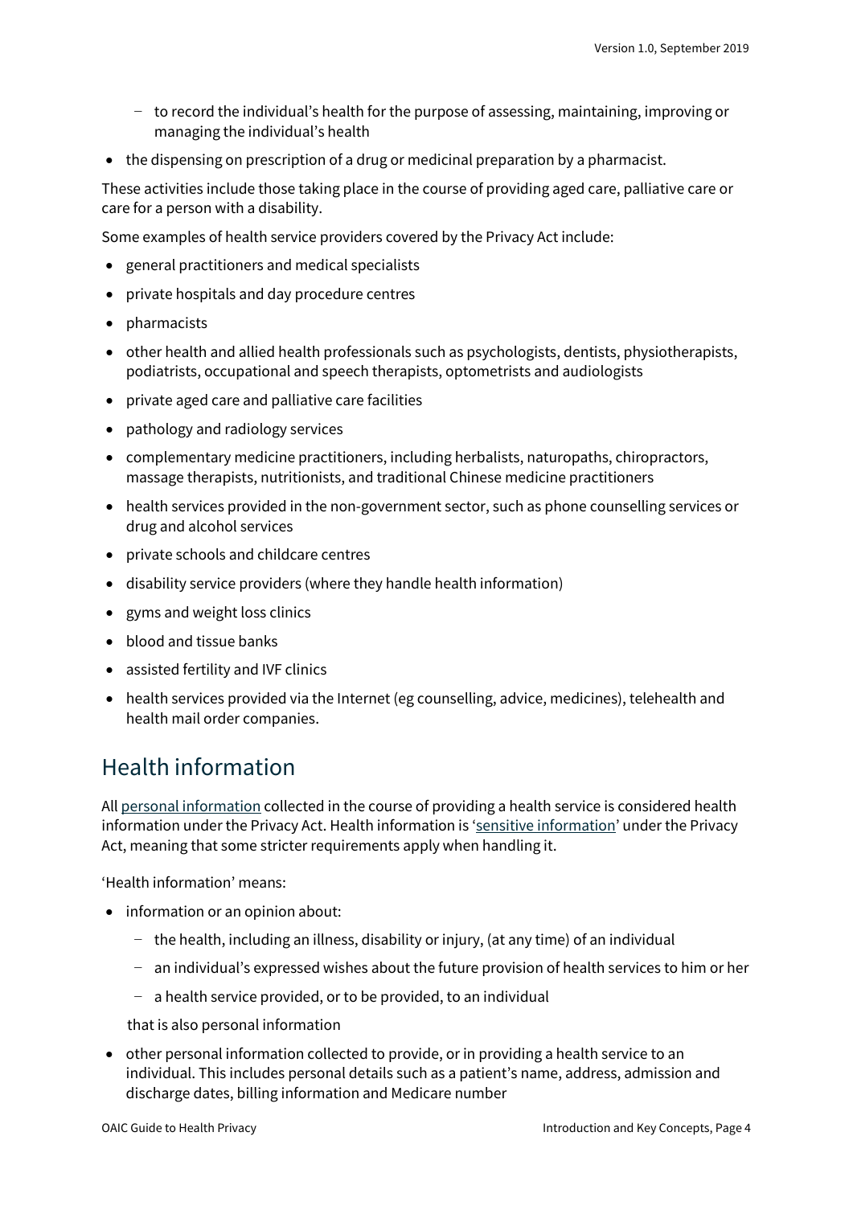- to record the individual's health for the purpose of assessing, maintaining, improving or managing the individual's health
- the dispensing on prescription of a drug or medicinal preparation by a pharmacist.

These activities include those taking place in the course of providing aged care, palliative care or care for a person with a disability.

Some examples of health service providers covered by the Privacy Act include:

- general practitioners and medical specialists
- private hospitals and day procedure centres
- pharmacists
- other health and allied health professionals such as psychologists, dentists, physiotherapists, podiatrists, occupational and speech therapists, optometrists and audiologists
- private aged care and palliative care facilities
- pathology and radiology services
- complementary medicine practitioners, including herbalists, naturopaths, chiropractors, massage therapists, nutritionists, and traditional Chinese medicine practitioners
- health services provided in the non-government sector, such as phone counselling services or drug and alcohol services
- private schools and childcare centres
- disability service providers (where they handle health information)
- gyms and weight loss clinics
- blood and tissue banks
- assisted fertility and IVF clinics
- health services provided via the Internet (eg counselling, advice, medicines), telehealth and health mail order companies.

## Health information

All personal information collected in the course of providing a health service is considered health information under the Privacy Act. Health information is 'sensitive information' under the Privacy Act, meaning that some stricter requirements apply when handling it.

'Health information' means:

- information or an opinion about:
  - the health, including an illness, disability or injury, (at any time) of an individual
  - an individual's expressed wishes about the future provision of health services to him or her
  - a health service provided, or to be provided, to an individual

  that is also personal information
- other personal information collected to provide, or in providing a health service to an individual. This includes personal details such as a patient's name, address, admission and discharge dates, billing information and Medicare number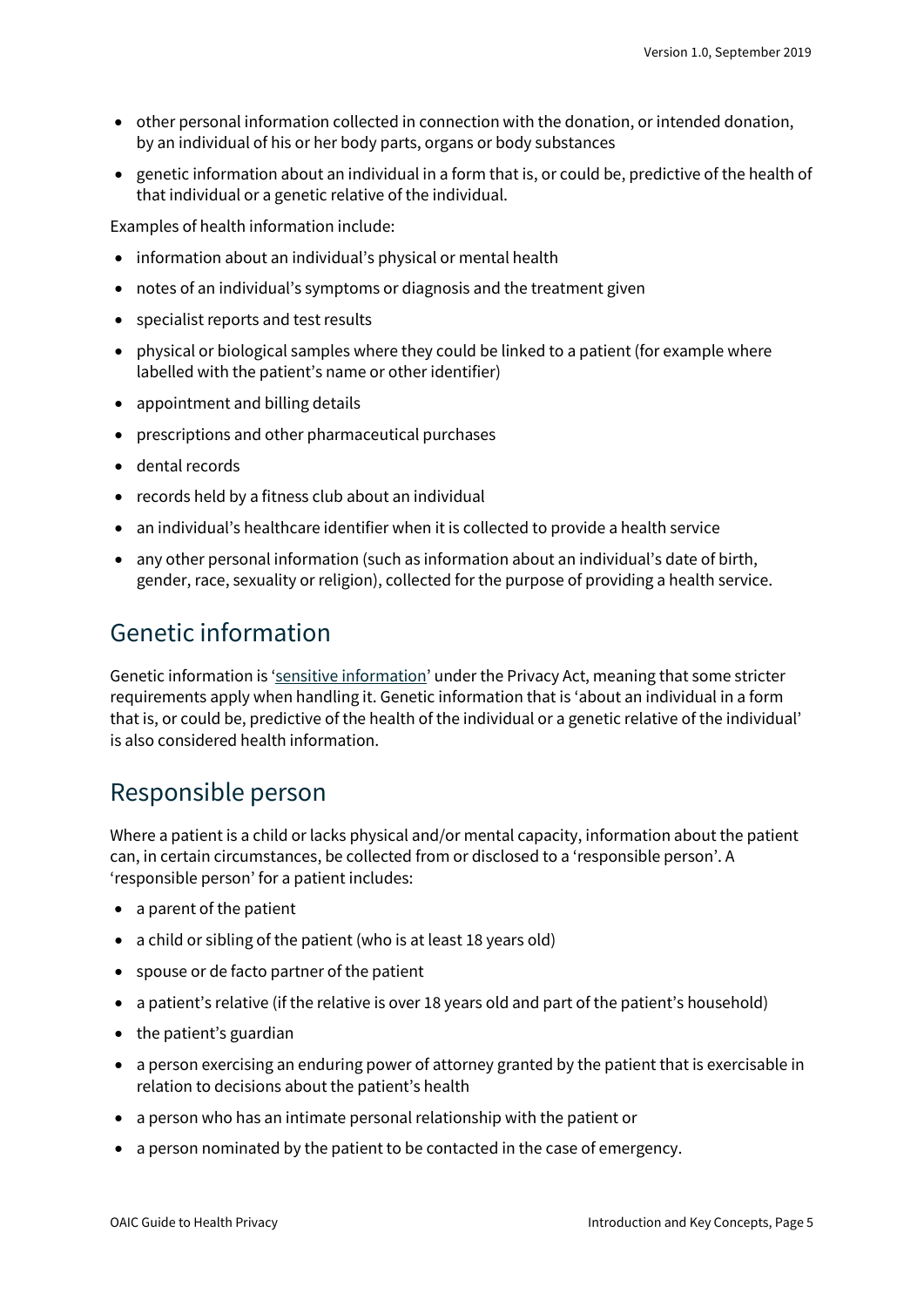- other personal information collected in connection with the donation, or intended donation, by an individual of his or her body parts, organs or body substances
- genetic information about an individual in a form that is, or could be, predictive of the health of that individual or a genetic relative of the individual.

Examples of health information include:

- information about an individual's physical or mental health
- notes of an individual's symptoms or diagnosis and the treatment given
- specialist reports and test results
- physical or biological samples where they could be linked to a patient (for example where labelled with the patient's name or other identifier)
- appointment and billing details
- prescriptions and other pharmaceutical purchases
- dental records
- records held by a fitness club about an individual
- an individual's healthcare identifier when it is collected to provide a health service
- any other personal information (such as information about an individual's date of birth, gender, race, sexuality or religion), collected for the purpose of providing a health service.

## Genetic information

Genetic information is 'sensitive information' under the Privacy Act, meaning that some stricter requirements apply when handling it. Genetic information that is 'about an individual in a form that is, or could be, predictive of the health of the individual or a genetic relative of the individual' is also considered health information.

## Responsible person

Where a patient is a child or lacks physical and/or mental capacity, information about the patient can, in certain circumstances, be collected from or disclosed to a 'responsible person'. A 'responsible person' for a patient includes:

- a parent of the patient
- a child or sibling of the patient (who is at least 18 years old)
- spouse or de facto partner of the patient
- a patient's relative (if the relative is over 18 years old and part of the patient's household)
- the patient's guardian
- a person exercising an enduring power of attorney granted by the patient that is exercisable in relation to decisions about the patient's health
- a person who has an intimate personal relationship with the patient or
- a person nominated by the patient to be contacted in the case of emergency.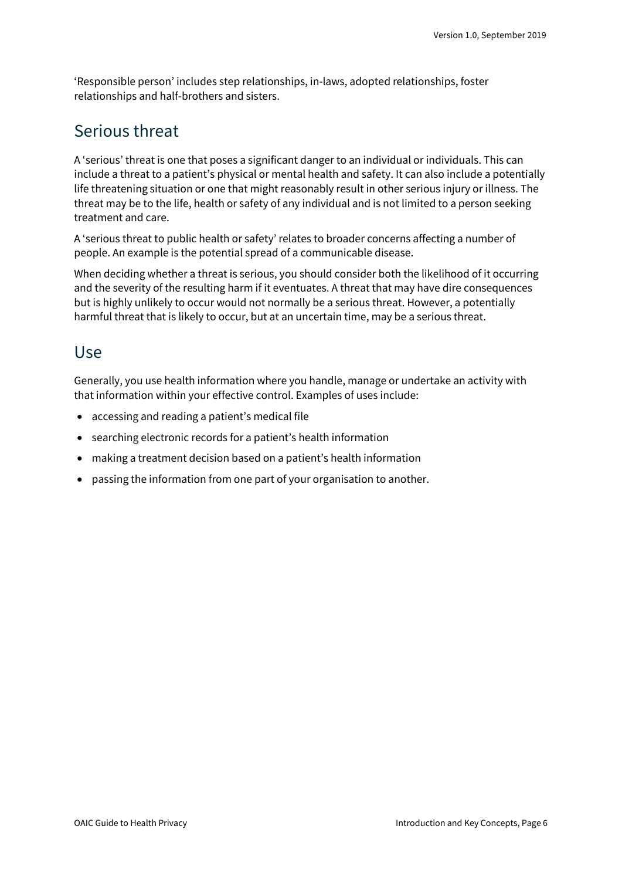'Responsible person' includes step relationships, in-laws, adopted relationships, foster relationships and half-brothers and sisters.

## Serious threat

A 'serious' threat is one that poses a significant danger to an individual or individuals. This can include a threat to a patient's physical or mental health and safety. It can also include a potentially life threatening situation or one that might reasonably result in other serious injury or illness. The threat may be to the life, health or safety of any individual and is not limited to a person seeking treatment and care.

A 'serious threat to public health or safety' relates to broader concerns affecting a number of people. An example is the potential spread of a communicable disease.

When deciding whether a threat is serious, you should consider both the likelihood of it occurring and the severity of the resulting harm if it eventuates. A threat that may have dire consequences but is highly unlikely to occur would not normally be a serious threat. However, a potentially harmful threat that is likely to occur, but at an uncertain time, may be a serious threat.

## Use

Generally, you use health information where you handle, manage or undertake an activity with that information within your effective control. Examples of uses include:

- accessing and reading a patient's medical file
- searching electronic records for a patient's health information
- making a treatment decision based on a patient's health information
- passing the information from one part of your organisation to another.